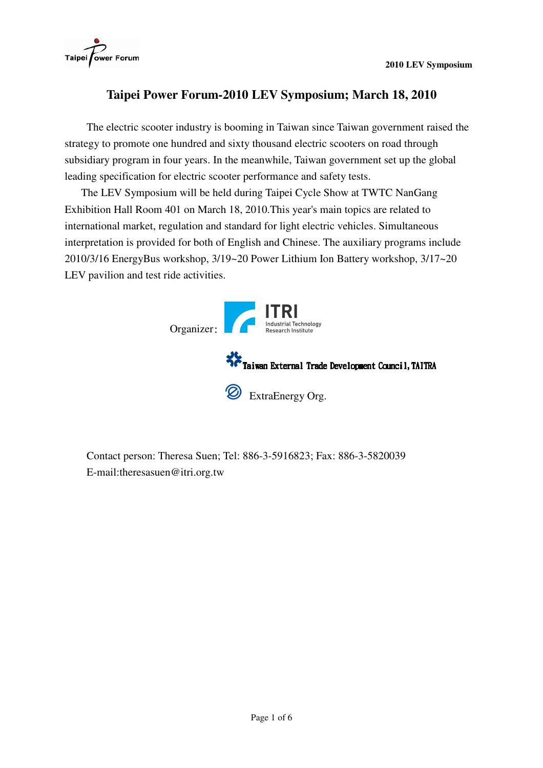# Taipei Power Forum-2010 LEV Symposium; March 18, 2010

The electric scooter industry is booming in Taiwan since Taiwan government raised the strategy to promote one hundred and sixty thousand electric scooters on road through subsidiary program in four years. In the meanwhile, Taiwan government set up the global leading specification for electric scooter performance and safety tests.

The LEV Symposium will be held during Taipei Cycle Show at TWTC NanGang Exhibition Hall Room 401 on March 18, 2010.This year's main topics are related to international market, regulation and standard for light electric vehicles. Simultaneous interpretation is provided for both of English and Chinese. The auxiliary programs include 2010/3/16 EnergyBus workshop, 3/19~20 Power Lithium Ion Battery workshop, 3/17~20 LEV pavilion and test ride activities.

Organizer： ITRI Industrial Technology Research Institute

Taiwan External Trade Development Council, TAITRA

ExtraEnergy Org.

Contact person: Theresa Suen; Tel: 886-3-5916823; Fax: 886-3-5820039
E-mail:theresasuen@itri.org.tw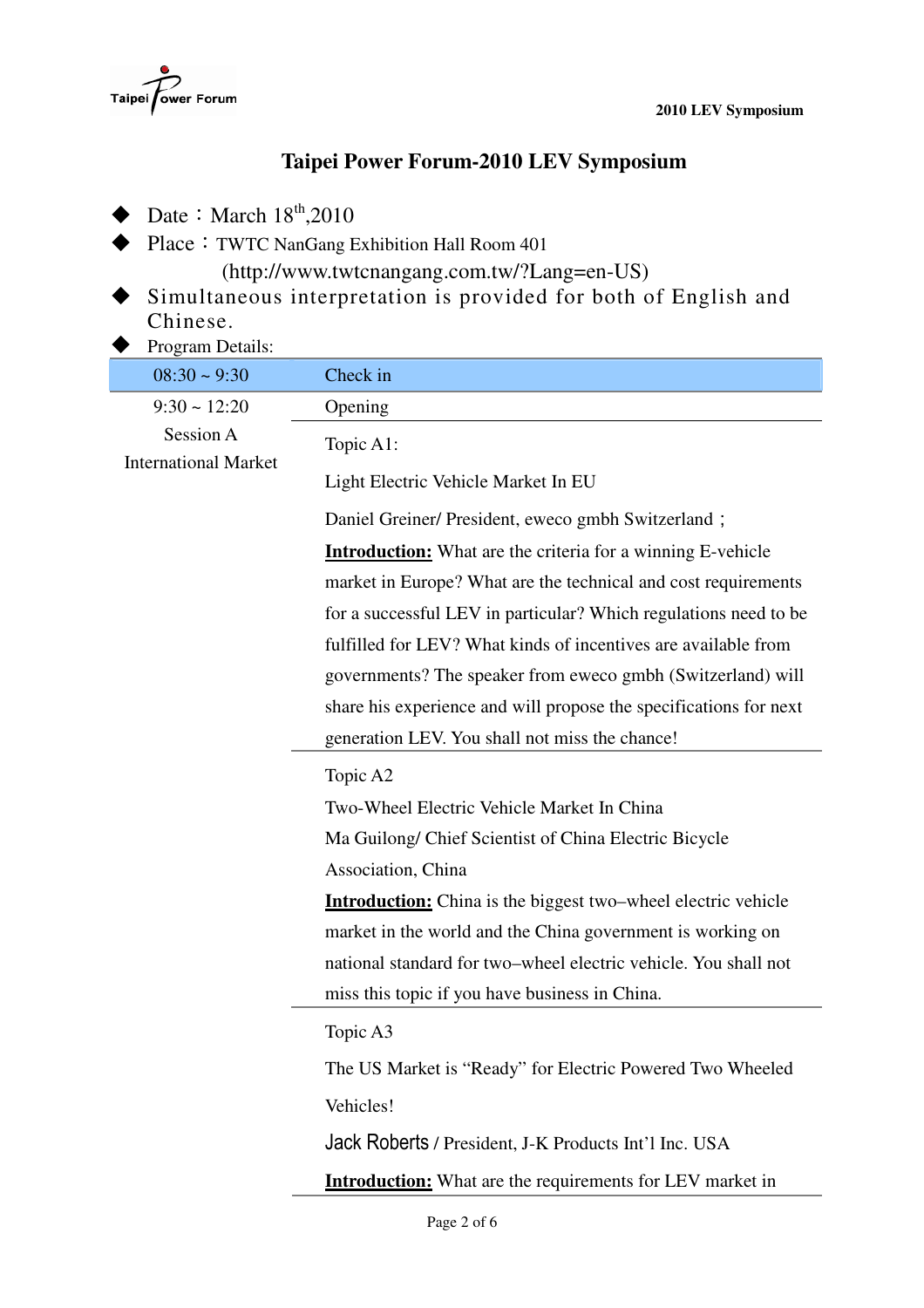# Taipei Power Forum-2010 LEV Symposium

- Date：March 18th,2010
- Place：TWTC NanGang Exhibition Hall Room 401
  (http://www.twtcnangang.com.tw/?Lang=en-US)
- Simultaneous interpretation is provided for both of English and Chinese.
- Program Details:

| 08:30 ~ 9:30 | Check in |
|---|---|
| 9:30 ~ 12:20 | Opening |
| Session A<br>International Market | Topic A1:<br>Light Electric Vehicle Market In EU<br>Daniel Greiner/ President, eweco gmbh Switzerland；<br>**Introduction:** What are the criteria for a winning E-vehicle market in Europe? What are the technical and cost requirements for a successful LEV in particular? Which regulations need to be fulfilled for LEV? What kinds of incentives are available from governments? The speaker from eweco gmbh (Switzerland) will share his experience and will propose the specifications for next generation LEV. You shall not miss the chance! |
| | Topic A2<br>Two-Wheel Electric Vehicle Market In China<br>Ma Guilong/ Chief Scientist of China Electric Bicycle Association, China<br>**Introduction:** China is the biggest two–wheel electric vehicle market in the world and the China government is working on national standard for two–wheel electric vehicle. You shall not miss this topic if you have business in China. |
| | Topic A3<br>The US Market is "Ready" for Electric Powered Two Wheeled Vehicles!<br>Jack Roberts / President, J-K Products Int'l Inc. USA<br>**Introduction:** What are the requirements for LEV market in |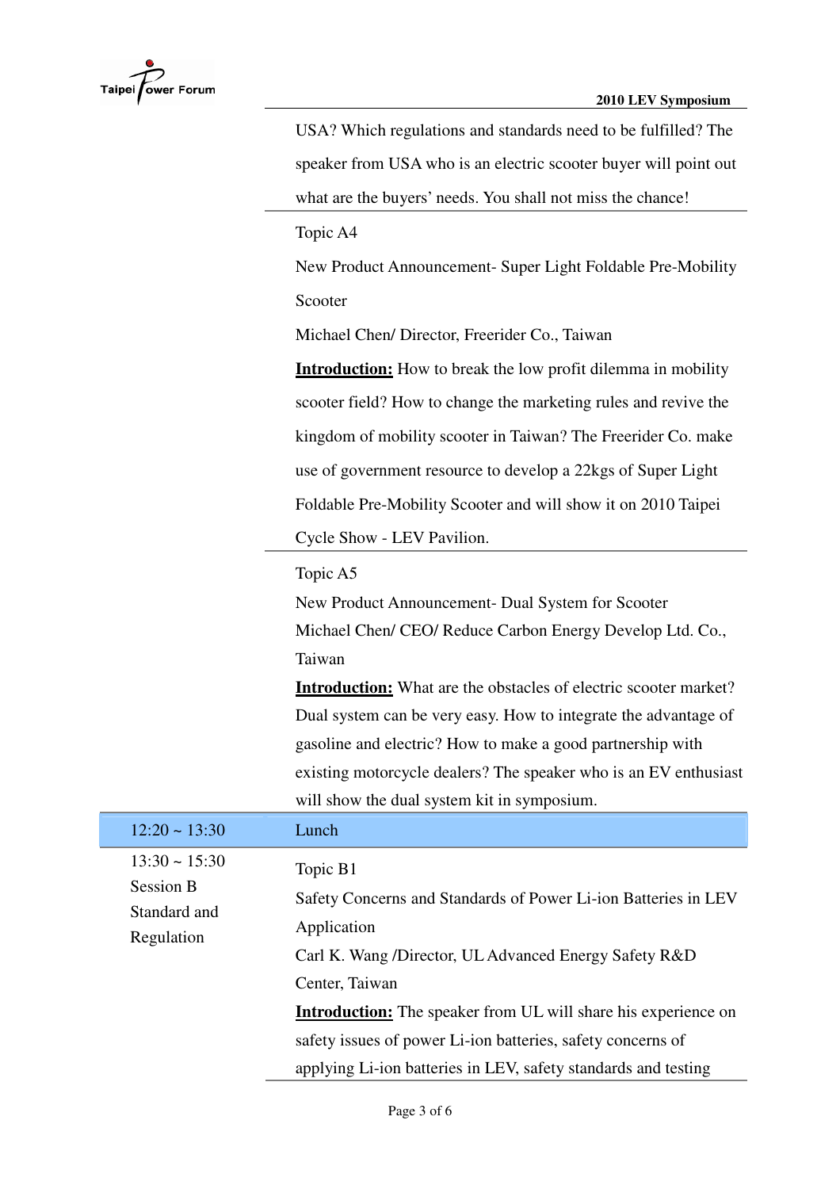| | |
|---|---|
| | USA? Which regulations and standards need to be fulfilled? The speaker from USA who is an electric scooter buyer will point out what are the buyers' needs. You shall not miss the chance! |
| | Topic A4<br>New Product Announcement- Super Light Foldable Pre-Mobility Scooter<br>Michael Chen/ Director, Freerider Co., Taiwan<br>**Introduction:** How to break the low profit dilemma in mobility scooter field? How to change the marketing rules and revive the kingdom of mobility scooter in Taiwan? The Freerider Co. make use of government resource to develop a 22kgs of Super Light Foldable Pre-Mobility Scooter and will show it on 2010 Taipei Cycle Show - LEV Pavilion. |
| | Topic A5<br>New Product Announcement- Dual System for Scooter<br>Michael Chen/ CEO/ Reduce Carbon Energy Develop Ltd. Co., Taiwan<br>**Introduction:** What are the obstacles of electric scooter market? Dual system can be very easy. How to integrate the advantage of gasoline and electric? How to make a good partnership with existing motorcycle dealers? The speaker who is an EV enthusiast will show the dual system kit in symposium. |
| 12:20 ~ 13:30 | Lunch |
| 13:30 ~ 15:30<br>Session B<br>Standard and Regulation | Topic B1<br>Safety Concerns and Standards of Power Li-ion Batteries in LEV Application<br>Carl K. Wang /Director, UL Advanced Energy Safety R&D Center, Taiwan<br>**Introduction:** The speaker from UL will share his experience on safety issues of power Li-ion batteries, safety concerns of applying Li-ion batteries in LEV, safety standards and testing |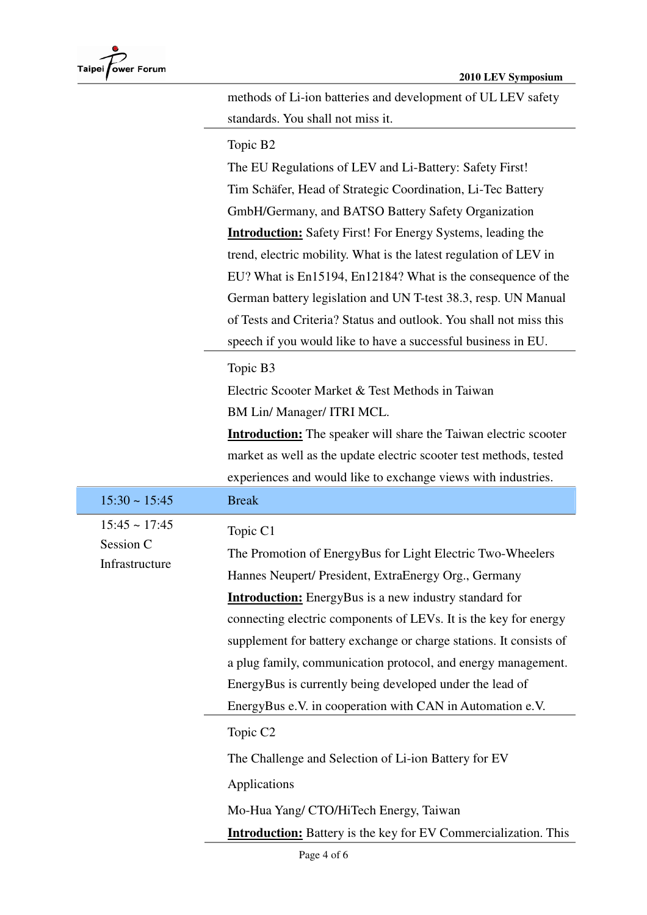| | |
|---|---|
| | methods of Li-ion batteries and development of UL LEV safety standards. You shall not miss it. |
| | Topic B2<br>The EU Regulations of LEV and Li-Battery: Safety First!<br>Tim Schäfer, Head of Strategic Coordination, Li-Tec Battery GmbH/Germany, and BATSO Battery Safety Organization<br>**Introduction:** Safety First! For Energy Systems, leading the trend, electric mobility. What is the latest regulation of LEV in EU? What is En15194, En12184? What is the consequence of the German battery legislation and UN T-test 38.3, resp. UN Manual of Tests and Criteria? Status and outlook. You shall not miss this speech if you would like to have a successful business in EU. |
| | Topic B3<br>Electric Scooter Market & Test Methods in Taiwan<br>BM Lin/ Manager/ ITRI MCL.<br>**Introduction:** The speaker will share the Taiwan electric scooter market as well as the update electric scooter test methods, tested experiences and would like to exchange views with industries. |
| 15:30 ~ 15:45 | Break |
| 15:45 ~ 17:45<br>Session C<br>Infrastructure | Topic C1<br>The Promotion of EnergyBus for Light Electric Two-Wheelers<br>Hannes Neupert/ President, ExtraEnergy Org., Germany<br>**Introduction:** EnergyBus is a new industry standard for connecting electric components of LEVs. It is the key for energy supplement for battery exchange or charge stations. It consists of a plug family, communication protocol, and energy management. EnergyBus is currently being developed under the lead of EnergyBus e.V. in cooperation with CAN in Automation e.V. |
| | Topic C2<br>The Challenge and Selection of Li-ion Battery for EV Applications<br>Mo-Hua Yang/ CTO/HiTech Energy, Taiwan<br>**Introduction:** Battery is the key for EV Commercialization. This |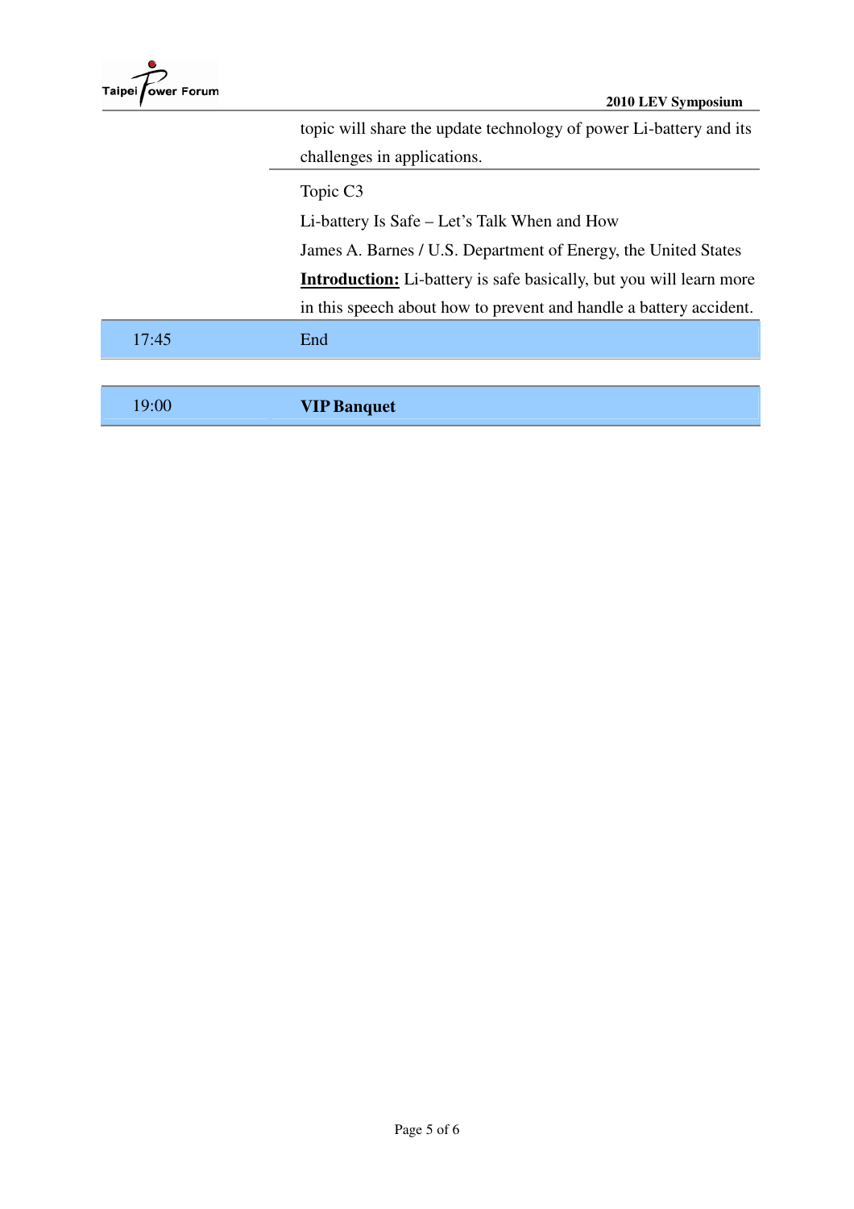| | |
|---|---|
| | topic will share the update technology of power Li-battery and its challenges in applications. |
| | Topic C3<br>Li-battery Is Safe – Let's Talk When and How<br>James A. Barnes / U.S. Department of Energy, the United States<br>**Introduction:** Li-battery is safe basically, but you will learn more in this speech about how to prevent and handle a battery accident. |
| 17:45 | End |

| | |
|---|---|
| 19:00 | **VIP Banquet** |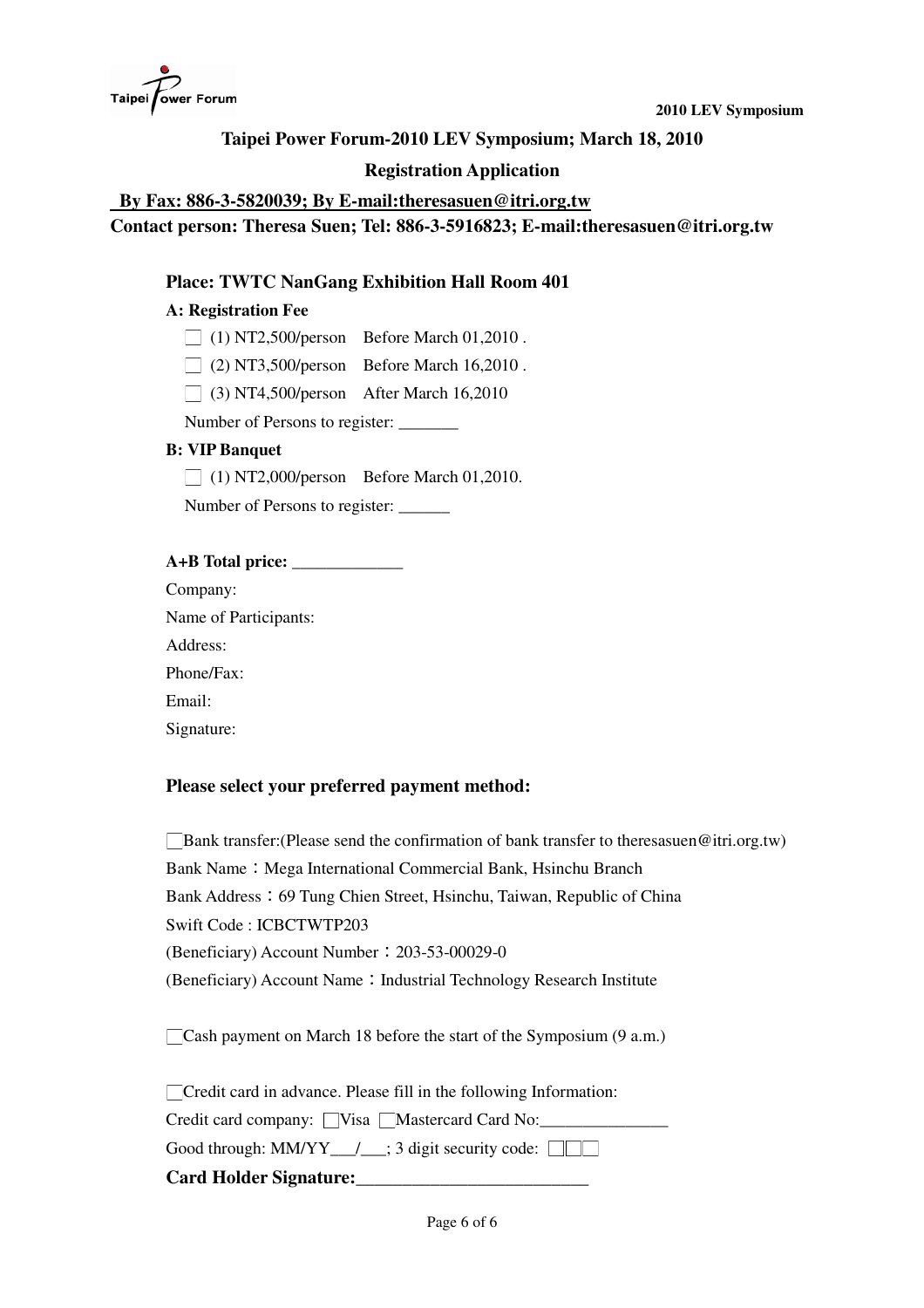**Taipei Power Forum-2010 LEV Symposium; March 18, 2010**

**Registration Application**

**By Fax: 886-3-5820039; By E-mail:theresasuen@itri.org.tw**

**Contact person: Theresa Suen; Tel: 886-3-5916823; E-mail:theresasuen@itri.org.tw**

**Place: TWTC NanGang Exhibition Hall Room 401**

**A: Registration Fee**

- ☐ (1) NT2,500/person Before March 01,2010 .
- ☐ (2) NT3,500/person Before March 16,2010 .
- ☐ (3) NT4,500/person After March 16,2010

Number of Persons to register: _______

**B: VIP Banquet**

- ☐ (1) NT2,000/person Before March 01,2010.

Number of Persons to register: ______

**A+B Total price:** _____________

Company:

Name of Participants:

Address:

Phone/Fax:

Email:

Signature:

**Please select your preferred payment method:**

☐Bank transfer:(Please send the confirmation of bank transfer to theresasuen@itri.org.tw)

Bank Name：Mega International Commercial Bank, Hsinchu Branch

Bank Address：69 Tung Chien Street, Hsinchu, Taiwan, Republic of China

Swift Code : ICBCTWTP203

(Beneficiary) Account Number：203-53-00029-0

(Beneficiary) Account Name：Industrial Technology Research Institute

☐Cash payment on March 18 before the start of the Symposium (9 a.m.)

☐Credit card in advance. Please fill in the following Information:

Credit card company: ☐Visa ☐Mastercard Card No:_______________

Good through: MM/YY___/___; 3 digit security code: ☐☐☐

**Card Holder Signature:**__________________________